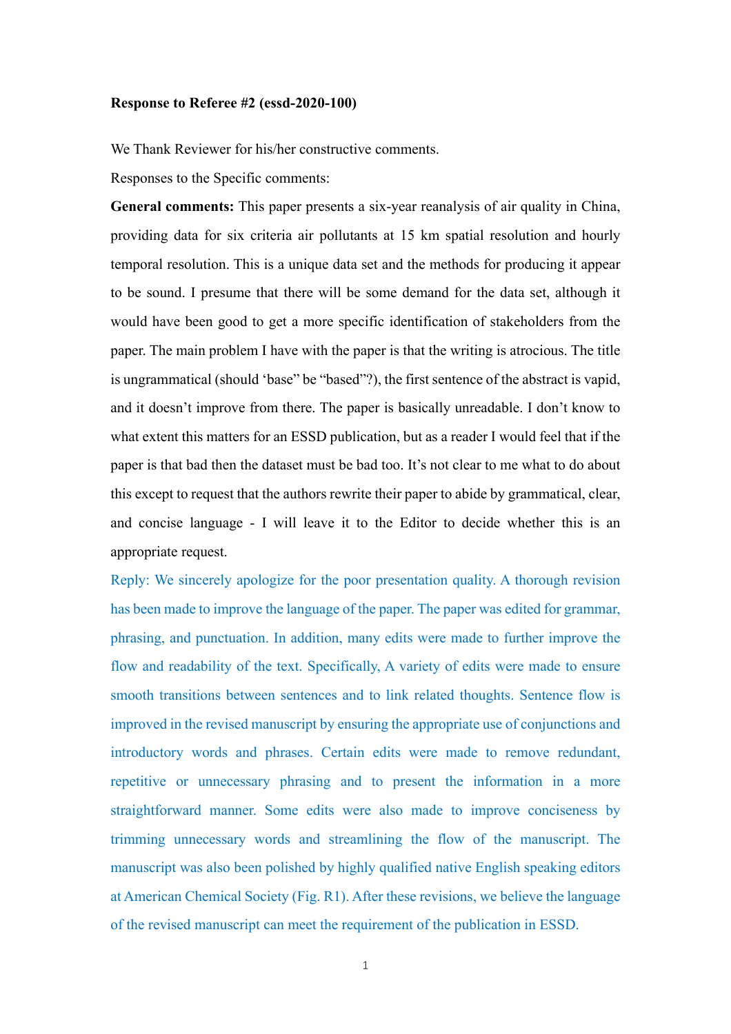**Response to Referee #2 (essd-2020-100)**

We Thank Reviewer for his/her constructive comments.

Responses to the Specific comments:

**General comments:** This paper presents a six-year reanalysis of air quality in China, providing data for six criteria air pollutants at 15 km spatial resolution and hourly temporal resolution. This is a unique data set and the methods for producing it appear to be sound. I presume that there will be some demand for the data set, although it would have been good to get a more specific identification of stakeholders from the paper. The main problem I have with the paper is that the writing is atrocious. The title is ungrammatical (should 'base" be "based"?), the first sentence of the abstract is vapid, and it doesn't improve from there. The paper is basically unreadable. I don't know to what extent this matters for an ESSD publication, but as a reader I would feel that if the paper is that bad then the dataset must be bad too. It's not clear to me what to do about this except to request that the authors rewrite their paper to abide by grammatical, clear, and concise language - I will leave it to the Editor to decide whether this is an appropriate request.

Reply: We sincerely apologize for the poor presentation quality. A thorough revision has been made to improve the language of the paper. The paper was edited for grammar, phrasing, and punctuation. In addition, many edits were made to further improve the flow and readability of the text. Specifically, A variety of edits were made to ensure smooth transitions between sentences and to link related thoughts. Sentence flow is improved in the revised manuscript by ensuring the appropriate use of conjunctions and introductory words and phrases. Certain edits were made to remove redundant, repetitive or unnecessary phrasing and to present the information in a more straightforward manner. Some edits were also made to improve conciseness by trimming unnecessary words and streamlining the flow of the manuscript. The manuscript was also been polished by highly qualified native English speaking editors at American Chemical Society (Fig. R1). After these revisions, we believe the language of the revised manuscript can meet the requirement of the publication in ESSD.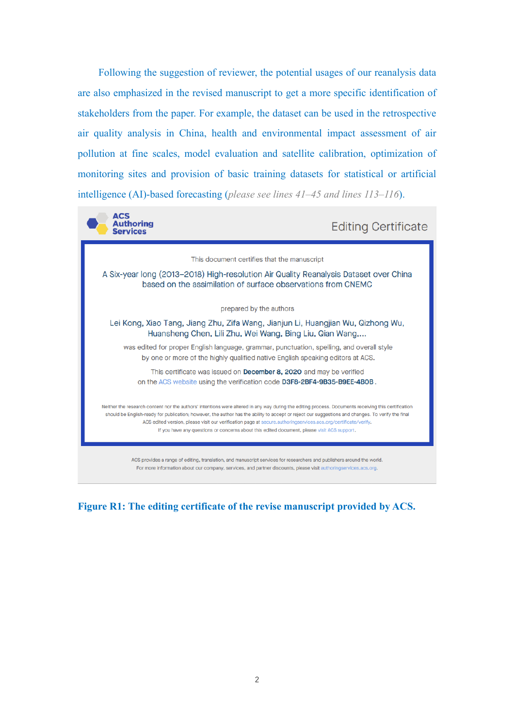Following the suggestion of reviewer, the potential usages of our reanalysis data are also emphasized in the revised manuscript to get a more specific identification of stakeholders from the paper. For example, the dataset can be used in the retrospective air quality analysis in China, health and environmental impact assessment of air pollution at fine scales, model evaluation and satellite calibration, optimization of monitoring sites and provision of basic training datasets for statistical or artificial intelligence (AI)-based forecasting (*please see lines 41–45 and lines 113–116*).

ACS Authoring Services

Editing Certificate

This document certifies that the manuscript

A Six-year long (2013–2018) High-resolution Air Quality Reanalysis Dataset over China based on the assimilation of surface observations from CNEMC

prepared by the authors

Lei Kong, Xiao Tang, Jiang Zhu, Zifa Wang, Jianjun Li, Huangjian Wu, Qizhong Wu, Huansheng Chen, Lili Zhu, Wei Wang, Bing Liu, Qian Wang,...

was edited for proper English language, grammar, punctuation, spelling, and overall style by one or more of the highly qualified native English speaking editors at ACS.

This certificate was issued on **December 8, 2020** and may be verified on the ACS website using the verification code **D3F8-2BF4-9B35-B9EE-4B0B**.

Neither the research content nor the authors' intentions were altered in any way during the editing process. Documents receiving this certification should be English-ready for publication; however, the author has the ability to accept or reject our suggestions and changes. To verify the final ACS edited version, please visit our verification page at secure.authoringservices.acs.org/certificate/verify. If you have any questions or concerns about this edited document, please visit ACS support.

ACS provides a range of editing, translation, and manuscript services for researchers and publishers around the world. For more information about our company, services, and partner discounts, please visit authoringservices.acs.org.

**Figure R1: The editing certificate of the revise manuscript provided by ACS.**